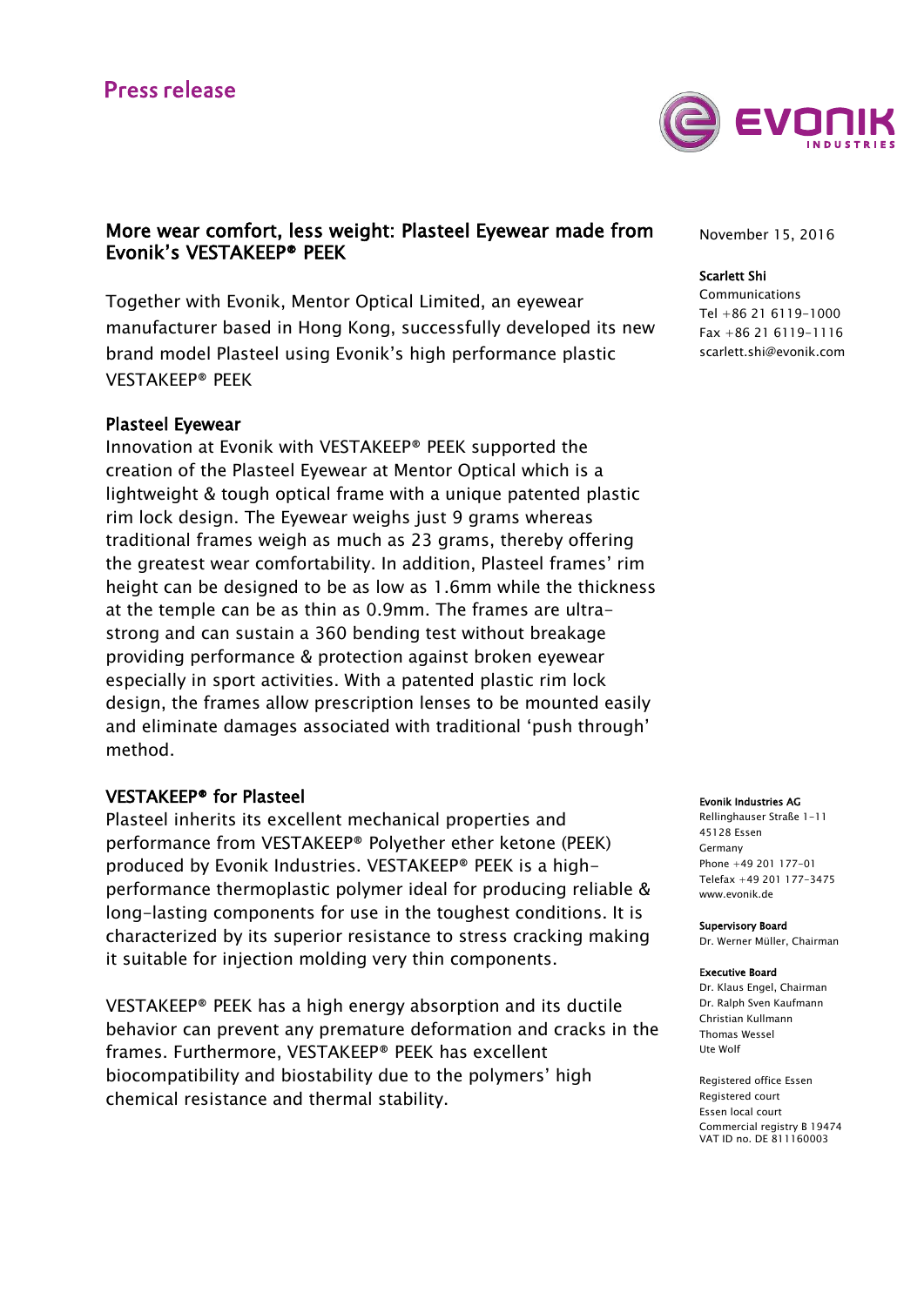Press release

# More wear comfort, less weight: Plasteel Eyewear made from Evonik's VESTAKEEP® PEEK

November 15, 2016

**Scarlett Shi**
Communications
Tel +86 21 6119-1000
Fax +86 21 6119-1116
scarlett.shi@evonik.com

Together with Evonik, Mentor Optical Limited, an eyewear manufacturer based in Hong Kong, successfully developed its new brand model Plasteel using Evonik's high performance plastic VESTAKEEP® PEEK

## Plasteel Eyewear

Innovation at Evonik with VESTAKEEP® PEEK supported the creation of the Plasteel Eyewear at Mentor Optical which is a lightweight & tough optical frame with a unique patented plastic rim lock design. The Eyewear weighs just 9 grams whereas traditional frames weigh as much as 23 grams, thereby offering the greatest wear comfortability. In addition, Plasteel frames' rim height can be designed to be as low as 1.6mm while the thickness at the temple can be as thin as 0.9mm. The frames are ultra-strong and can sustain a 360 bending test without breakage providing performance & protection against broken eyewear especially in sport activities. With a patented plastic rim lock design, the frames allow prescription lenses to be mounted easily and eliminate damages associated with traditional 'push through' method.

## VESTAKEEP® for Plasteel

Plasteel inherits its excellent mechanical properties and performance from VESTAKEEP® Polyether ether ketone (PEEK) produced by Evonik Industries. VESTAKEEP® PEEK is a high-performance thermoplastic polymer ideal for producing reliable & long-lasting components for use in the toughest conditions. It is characterized by its superior resistance to stress cracking making it suitable for injection molding very thin components.

VESTAKEEP® PEEK has a high energy absorption and its ductile behavior can prevent any premature deformation and cracks in the frames. Furthermore, VESTAKEEP® PEEK has excellent biocompatibility and biostability due to the polymers' high chemical resistance and thermal stability.

**Evonik Industries AG**
Rellinghauser Straße 1-11
45128 Essen
Germany
Phone +49 201 177-01
Telefax +49 201 177-3475
www.evonik.de

**Supervisory Board**
Dr. Werner Müller, Chairman

**Executive Board**
Dr. Klaus Engel, Chairman
Dr. Ralph Sven Kaufmann
Christian Kullmann
Thomas Wessel
Ute Wolf

Registered office Essen
Registered court
Essen local court
Commercial registry B 19474
VAT ID no. DE 811160003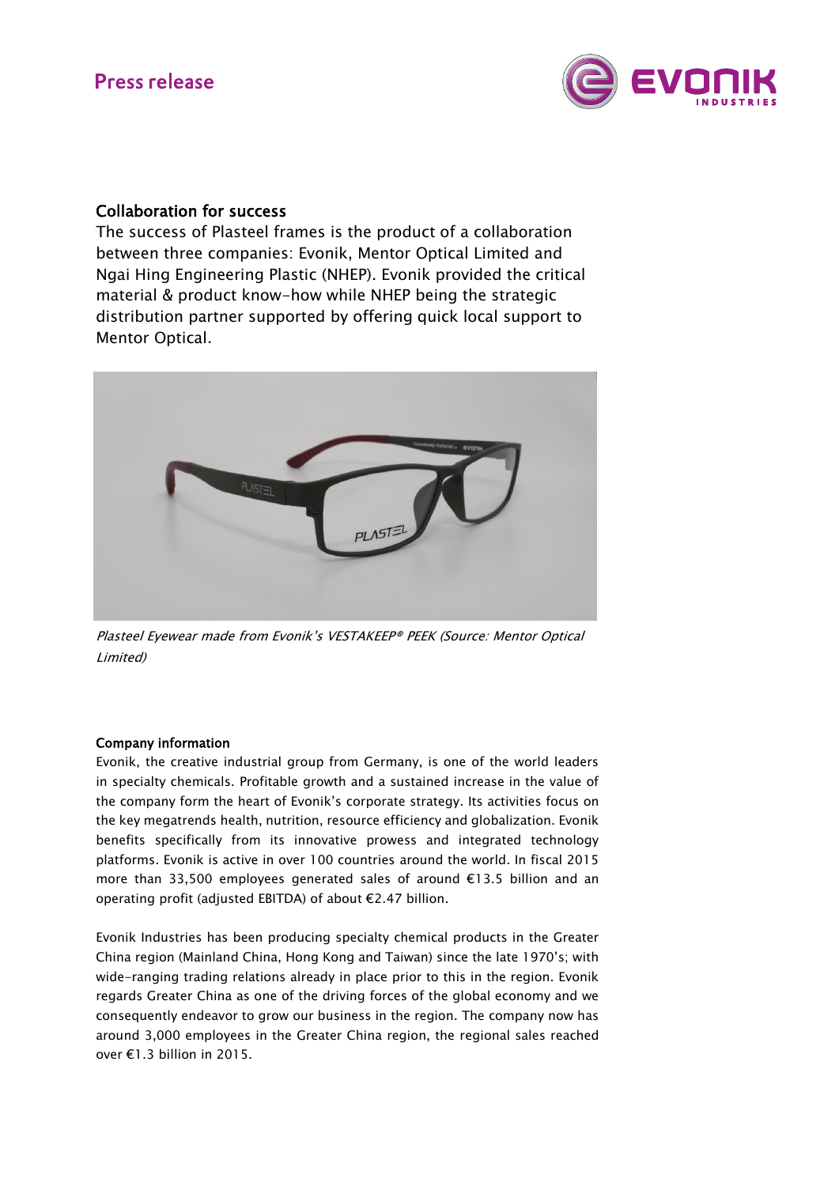## Collaboration for success

The success of Plasteel frames is the product of a collaboration between three companies: Evonik, Mentor Optical Limited and Ngai Hing Engineering Plastic (NHEP). Evonik provided the critical material & product know-how while NHEP being the strategic distribution partner supported by offering quick local support to Mentor Optical.

*Plasteel Eyewear made from Evonik's VESTAKEEP® PEEK (Source: Mentor Optical Limited)*

### Company information

Evonik, the creative industrial group from Germany, is one of the world leaders in specialty chemicals. Profitable growth and a sustained increase in the value of the company form the heart of Evonik's corporate strategy. Its activities focus on the key megatrends health, nutrition, resource efficiency and globalization. Evonik benefits specifically from its innovative prowess and integrated technology platforms. Evonik is active in over 100 countries around the world. In fiscal 2015 more than 33,500 employees generated sales of around €13.5 billion and an operating profit (adjusted EBITDA) of about €2.47 billion.

Evonik Industries has been producing specialty chemical products in the Greater China region (Mainland China, Hong Kong and Taiwan) since the late 1970's; with wide-ranging trading relations already in place prior to this in the region. Evonik regards Greater China as one of the driving forces of the global economy and we consequently endeavor to grow our business in the region. The company now has around 3,000 employees in the Greater China region, the regional sales reached over €1.3 billion in 2015.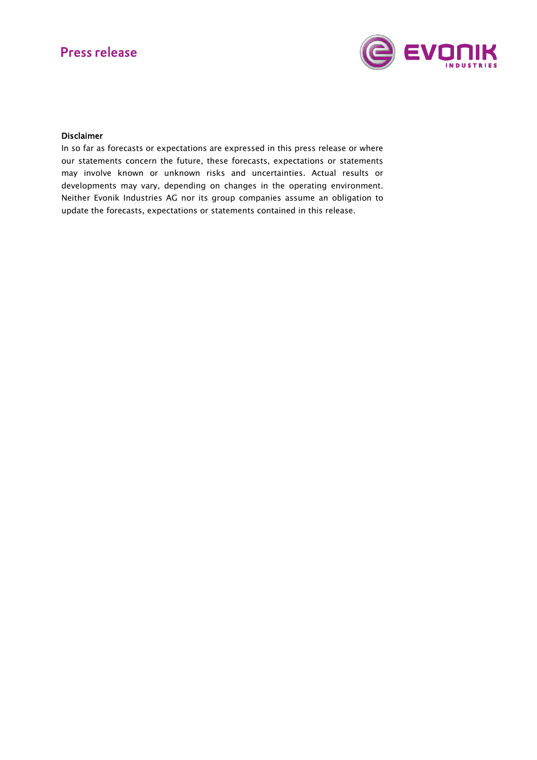**Disclaimer**

In so far as forecasts or expectations are expressed in this press release or where our statements concern the future, these forecasts, expectations or statements may involve known or unknown risks and uncertainties. Actual results or developments may vary, depending on changes in the operating environment. Neither Evonik Industries AG nor its group companies assume an obligation to update the forecasts, expectations or statements contained in this release.